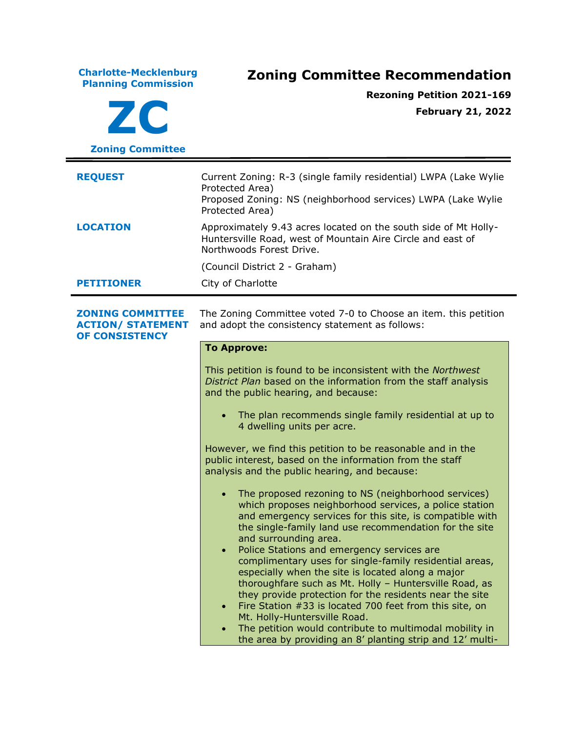**Charlotte-Mecklenburg Planning Commission**

**ZC**

**Zoning Committee**

# Zoning Committee Recommendation

**Rezoning Petition 2021-169**

**February 21, 2022**

---

**REQUEST**

Current Zoning: R-3 (single family residential) LWPA (Lake Wylie Protected Area)
Proposed Zoning: NS (neighborhood services) LWPA (Lake Wylie Protected Area)

**LOCATION**

Approximately 9.43 acres located on the south side of Mt Holly-Huntersville Road, west of Mountain Aire Circle and east of Northwoods Forest Drive.

(Council District 2 - Graham)

**PETITIONER**

City of Charlotte

---

**ZONING COMMITTEE ACTION/ STATEMENT OF CONSISTENCY**

The Zoning Committee voted 7-0 to Choose an item. this petition and adopt the consistency statement as follows:

**To Approve:**

This petition is found to be inconsistent with the *Northwest District Plan* based on the information from the staff analysis and the public hearing, and because:

- The plan recommends single family residential at up to 4 dwelling units per acre.

However, we find this petition to be reasonable and in the public interest, based on the information from the staff analysis and the public hearing, and because:

- The proposed rezoning to NS (neighborhood services) which proposes neighborhood services, a police station and emergency services for this site, is compatible with the single-family land use recommendation for the site and surrounding area.
- Police Stations and emergency services are complimentary uses for single-family residential areas, especially when the site is located along a major thoroughfare such as Mt. Holly – Huntersville Road, as they provide protection for the residents near the site
- Fire Station #33 is located 700 feet from this site, on Mt. Holly-Huntersville Road.
- The petition would contribute to multimodal mobility in the area by providing an 8' planting strip and 12' multi-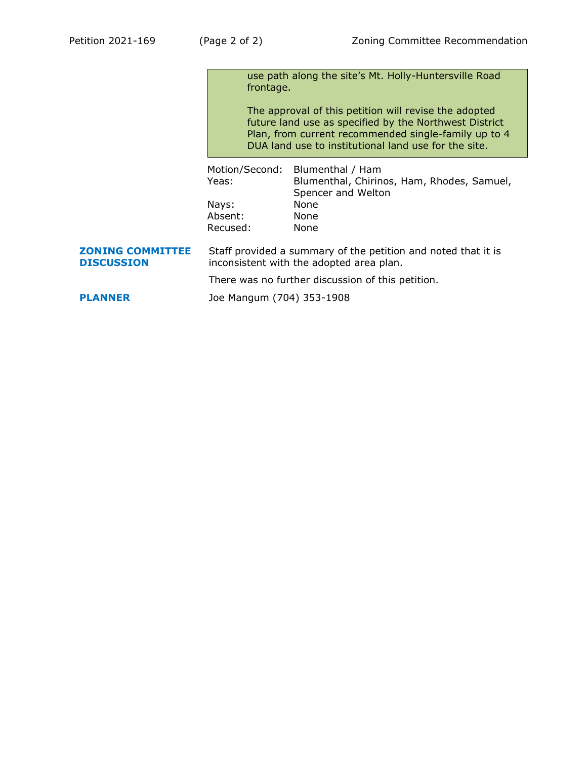use path along the site's Mt. Holly-Huntersville Road frontage.

The approval of this petition will revise the adopted future land use as specified by the Northwest District Plan, from current recommended single-family up to 4 DUA land use to institutional land use for the site.

| | |
|---|---|
| Motion/Second: | Blumenthal / Ham |
| Yeas: | Blumenthal, Chirinos, Ham, Rhodes, Samuel, Spencer and Welton |
| Nays: | None |
| Absent: | None |
| Recused: | None |

**ZONING COMMITTEE DISCUSSION**

Staff provided a summary of the petition and noted that it is inconsistent with the adopted area plan.

There was no further discussion of this petition.

**PLANNER**

Joe Mangum (704) 353-1908